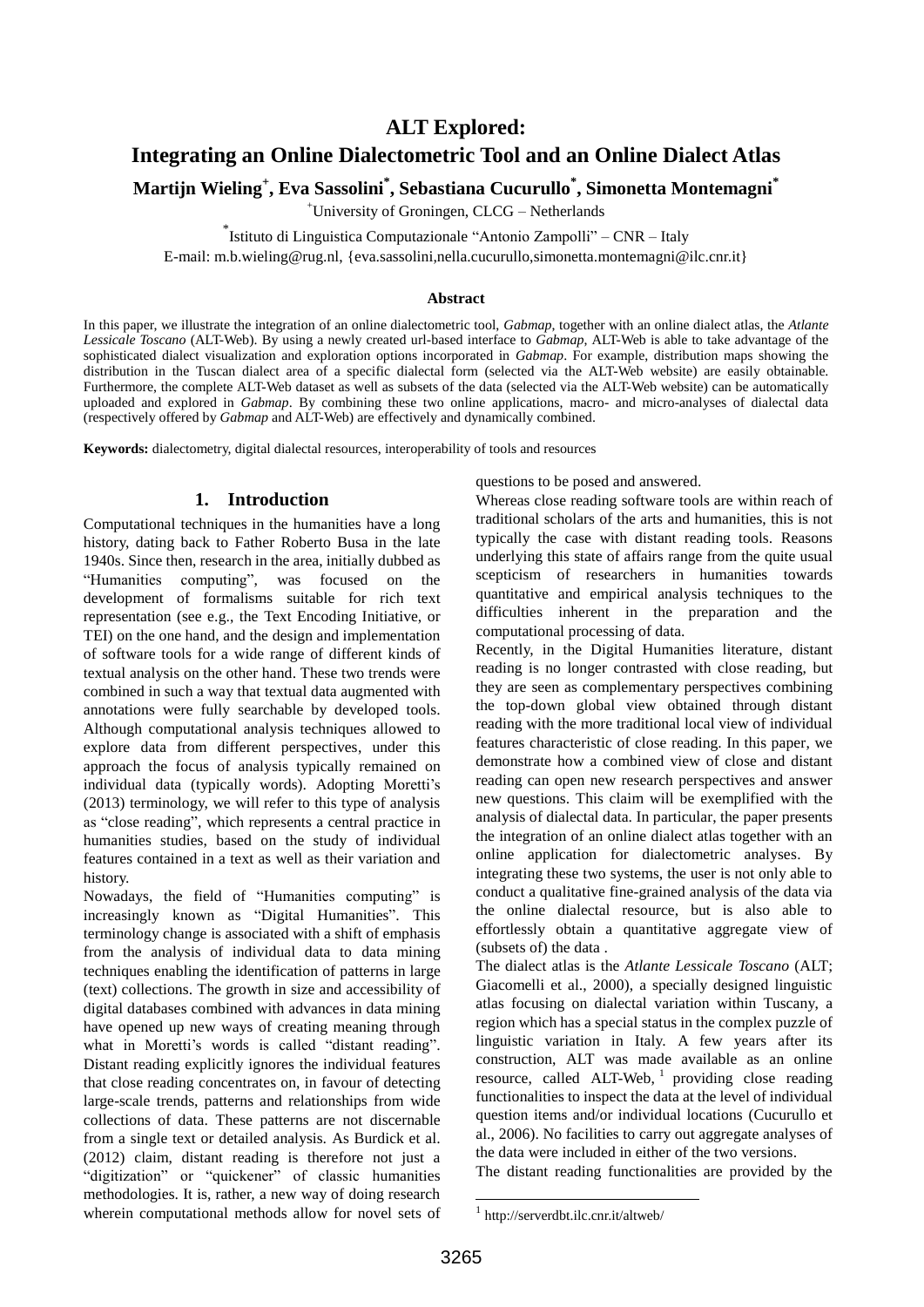# ALT Explored: Integrating an Online Dialectometric Tool and an Online Dialect Atlas

**Martijn Wieling[+], Eva Sassolini[*], Sebastiana Cucurullo[*], Simonetta Montemagni[*]**

[+]University of Groningen, CLCG – Netherlands

[*]Istituto di Linguistica Computazionale "Antonio Zampolli" – CNR – Italy

E-mail: m.b.wieling@rug.nl, {eva.sassolini,nella.cucurullo,simonetta.montemagni@ilc.cnr.it}

## Abstract

In this paper, we illustrate the integration of an online dialectometric tool, *Gabmap*, together with an online dialect atlas, the *Atlante Lessicale Toscano* (ALT-Web). By using a newly created url-based interface to *Gabmap*, ALT-Web is able to take advantage of the sophisticated dialect visualization and exploration options incorporated in *Gabmap*. For example, distribution maps showing the distribution in the Tuscan dialect area of a specific dialectal form (selected via the ALT-Web website) are easily obtainable. Furthermore, the complete ALT-Web dataset as well as subsets of the data (selected via the ALT-Web website) can be automatically uploaded and explored in *Gabmap*. By combining these two online applications, macro- and micro-analyses of dialectal data (respectively offered by *Gabmap* and ALT-Web) are effectively and dynamically combined.

**Keywords:** dialectometry, digital dialectal resources, interoperability of tools and resources

## 1. Introduction

Computational techniques in the humanities have a long history, dating back to Father Roberto Busa in the late 1940s. Since then, research in the area, initially dubbed as "Humanities computing", was focused on the development of formalisms suitable for rich text representation (see e.g., the Text Encoding Initiative, or TEI) on the one hand, and the design and implementation of software tools for a wide range of different kinds of textual analysis on the other hand. These two trends were combined in such a way that textual data augmented with annotations were fully searchable by developed tools. Although computational analysis techniques allowed to explore data from different perspectives, under this approach the focus of analysis typically remained on individual data (typically words). Adopting Moretti's (2013) terminology, we will refer to this type of analysis as "close reading", which represents a central practice in humanities studies, based on the study of individual features contained in a text as well as their variation and history.

Nowadays, the field of "Humanities computing" is increasingly known as "Digital Humanities". This terminology change is associated with a shift of emphasis from the analysis of individual data to data mining techniques enabling the identification of patterns in large (text) collections. The growth in size and accessibility of digital databases combined with advances in data mining have opened up new ways of creating meaning through what in Moretti's words is called "distant reading". Distant reading explicitly ignores the individual features that close reading concentrates on, in favour of detecting large-scale trends, patterns and relationships from wide collections of data. These patterns are not discernable from a single text or detailed analysis. As Burdick et al. (2012) claim, distant reading is therefore not just a "digitization" or "quickener" of classic humanities methodologies. It is, rather, a new way of doing research wherein computational methods allow for novel sets of questions to be posed and answered.

Whereas close reading software tools are within reach of traditional scholars of the arts and humanities, this is not typically the case with distant reading tools. Reasons underlying this state of affairs range from the quite usual scepticism of researchers in humanities towards quantitative and empirical analysis techniques to the difficulties inherent in the preparation and the computational processing of data.

Recently, in the Digital Humanities literature, distant reading is no longer contrasted with close reading, but they are seen as complementary perspectives combining the top-down global view obtained through distant reading with the more traditional local view of individual features characteristic of close reading. In this paper, we demonstrate how a combined view of close and distant reading can open new research perspectives and answer new questions. This claim will be exemplified with the analysis of dialectal data. In particular, the paper presents the integration of an online dialect atlas together with an online application for dialectometric analyses. By integrating these two systems, the user is not only able to conduct a qualitative fine-grained analysis of the data via the online dialectal resource, but is also able to effortlessly obtain a quantitative aggregate view of (subsets of) the data .

The dialect atlas is the *Atlante Lessicale Toscano* (ALT; Giacomelli et al., 2000), a specially designed linguistic atlas focusing on dialectal variation within Tuscany, a region which has a special status in the complex puzzle of linguistic variation in Italy. A few years after its construction, ALT was made available as an online resource, called ALT-Web,[1] providing close reading functionalities to inspect the data at the level of individual question items and/or individual locations (Cucurullo et al., 2006). No facilities to carry out aggregate analyses of the data were included in either of the two versions.

The distant reading functionalities are provided by the

[1] http://serverdbt.ilc.cnr.it/altweb/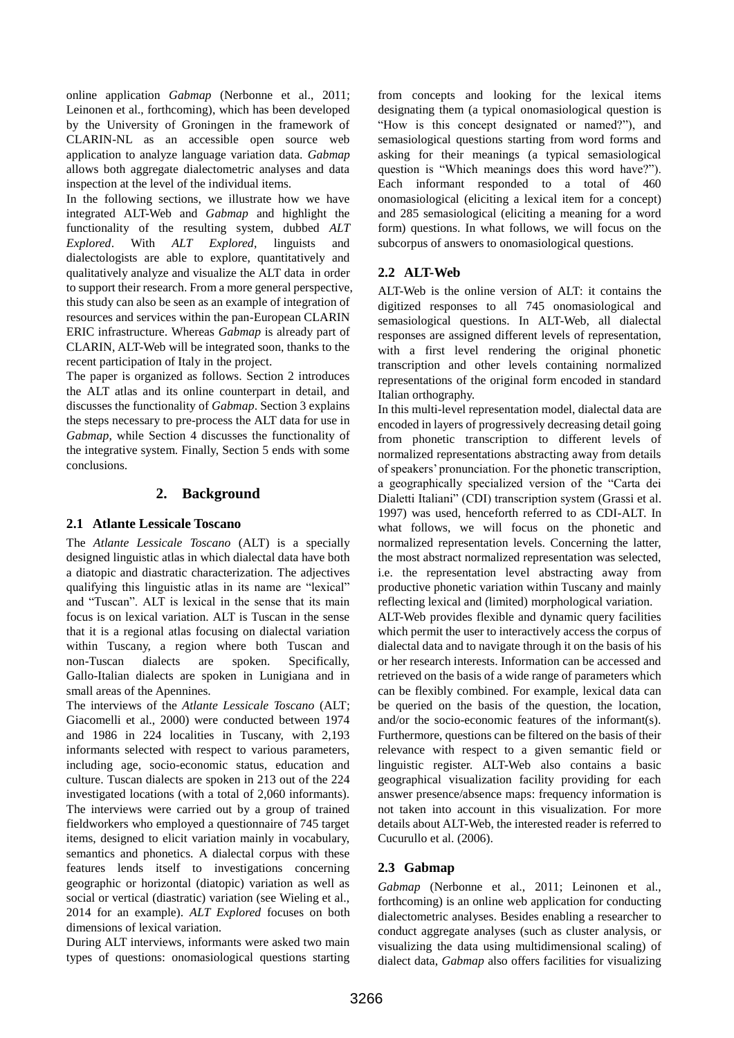online application *Gabmap* (Nerbonne et al., 2011; Leinonen et al., forthcoming), which has been developed by the University of Groningen in the framework of CLARIN-NL as an accessible open source web application to analyze language variation data. *Gabmap* allows both aggregate dialectometric analyses and data inspection at the level of the individual items.

In the following sections, we illustrate how we have integrated ALT-Web and *Gabmap* and highlight the functionality of the resulting system, dubbed *ALT Explored*. With *ALT Explored*, linguists and dialectologists are able to explore, quantitatively and qualitatively analyze and visualize the ALT data in order to support their research. From a more general perspective, this study can also be seen as an example of integration of resources and services within the pan-European CLARIN ERIC infrastructure. Whereas *Gabmap* is already part of CLARIN, ALT-Web will be integrated soon, thanks to the recent participation of Italy in the project.

The paper is organized as follows. Section 2 introduces the ALT atlas and its online counterpart in detail, and discusses the functionality of *Gabmap*. Section 3 explains the steps necessary to pre-process the ALT data for use in *Gabmap*, while Section 4 discusses the functionality of the integrative system. Finally, Section 5 ends with some conclusions.

## 2. Background

### 2.1 Atlante Lessicale Toscano

The *Atlante Lessicale Toscano* (ALT) is a specially designed linguistic atlas in which dialectal data have both a diatopic and diastratic characterization. The adjectives qualifying this linguistic atlas in its name are "lexical" and "Tuscan". ALT is lexical in the sense that its main focus is on lexical variation. ALT is Tuscan in the sense that it is a regional atlas focusing on dialectal variation within Tuscany, a region where both Tuscan and non-Tuscan dialects are spoken. Specifically, Gallo-Italian dialects are spoken in Lunigiana and in small areas of the Apennines.

The interviews of the *Atlante Lessicale Toscano* (ALT; Giacomelli et al., 2000) were conducted between 1974 and 1986 in 224 localities in Tuscany, with 2,193 informants selected with respect to various parameters, including age, socio-economic status, education and culture. Tuscan dialects are spoken in 213 out of the 224 investigated locations (with a total of 2,060 informants). The interviews were carried out by a group of trained fieldworkers who employed a questionnaire of 745 target items, designed to elicit variation mainly in vocabulary, semantics and phonetics. A dialectal corpus with these features lends itself to investigations concerning geographic or horizontal (diatopic) variation as well as social or vertical (diastratic) variation (see Wieling et al., 2014 for an example). *ALT Explored* focuses on both dimensions of lexical variation.

During ALT interviews, informants were asked two main types of questions: onomasiological questions starting from concepts and looking for the lexical items designating them (a typical onomasiological question is "How is this concept designated or named?"), and semasiological questions starting from word forms and asking for their meanings (a typical semasiological question is "Which meanings does this word have?"). Each informant responded to a total of 460 onomasiological (eliciting a lexical item for a concept) and 285 semasiological (eliciting a meaning for a word form) questions. In what follows, we will focus on the subcorpus of answers to onomasiological questions.

### 2.2 ALT-Web

ALT-Web is the online version of ALT: it contains the digitized responses to all 745 onomasiological and semasiological questions. In ALT-Web, all dialectal responses are assigned different levels of representation, with a first level rendering the original phonetic transcription and other levels containing normalized representations of the original form encoded in standard Italian orthography.

In this multi-level representation model, dialectal data are encoded in layers of progressively decreasing detail going from phonetic transcription to different levels of normalized representations abstracting away from details of speakers' pronunciation. For the phonetic transcription, a geographically specialized version of the "Carta dei Dialetti Italiani" (CDI) transcription system (Grassi et al. 1997) was used, henceforth referred to as CDI-ALT. In what follows, we will focus on the phonetic and normalized representation levels. Concerning the latter, the most abstract normalized representation was selected, i.e. the representation level abstracting away from productive phonetic variation within Tuscany and mainly reflecting lexical and (limited) morphological variation.

ALT-Web provides flexible and dynamic query facilities which permit the user to interactively access the corpus of dialectal data and to navigate through it on the basis of his or her research interests. Information can be accessed and retrieved on the basis of a wide range of parameters which can be flexibly combined. For example, lexical data can be queried on the basis of the question, the location, and/or the socio-economic features of the informant(s). Furthermore, questions can be filtered on the basis of their relevance with respect to a given semantic field or linguistic register. ALT-Web also contains a basic geographical visualization facility providing for each answer presence/absence maps: frequency information is not taken into account in this visualization. For more details about ALT-Web, the interested reader is referred to Cucurullo et al. (2006).

### 2.3 Gabmap

*Gabmap* (Nerbonne et al., 2011; Leinonen et al., forthcoming) is an online web application for conducting dialectometric analyses. Besides enabling a researcher to conduct aggregate analyses (such as cluster analysis, or visualizing the data using multidimensional scaling) of dialect data, *Gabmap* also offers facilities for visualizing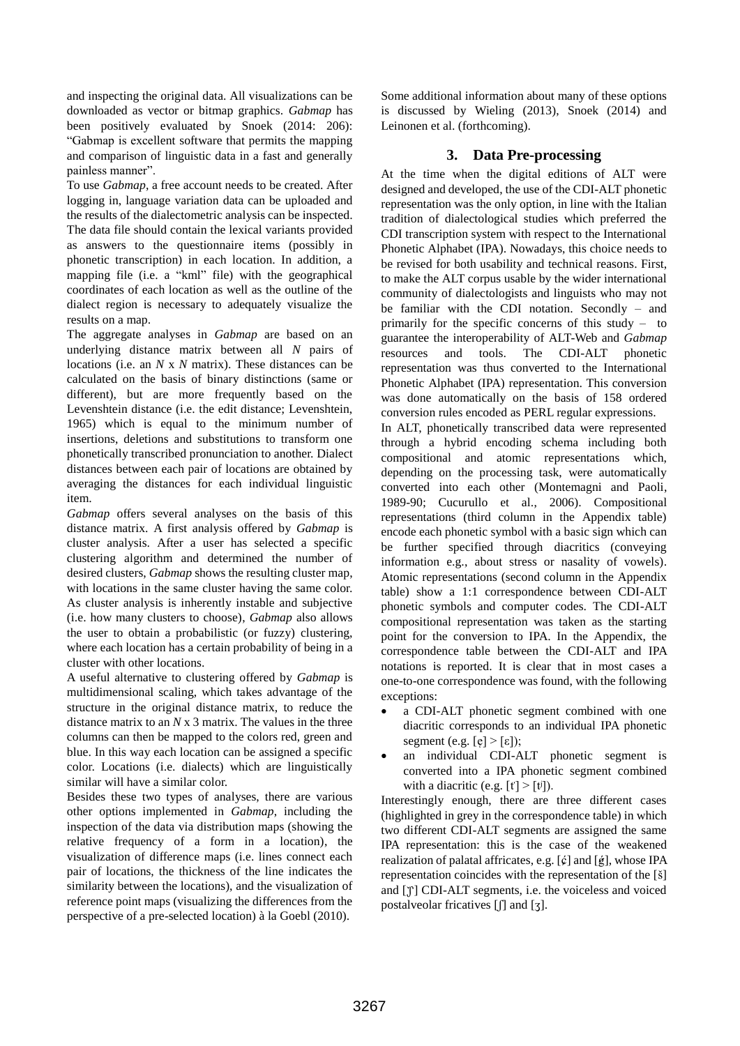and inspecting the original data. All visualizations can be downloaded as vector or bitmap graphics. *Gabmap* has been positively evaluated by Snoek (2014: 206): "Gabmap is excellent software that permits the mapping and comparison of linguistic data in a fast and generally painless manner".

To use *Gabmap*, a free account needs to be created. After logging in, language variation data can be uploaded and the results of the dialectometric analysis can be inspected. The data file should contain the lexical variants provided as answers to the questionnaire items (possibly in phonetic transcription) in each location. In addition, a mapping file (i.e. a "kml" file) with the geographical coordinates of each location as well as the outline of the dialect region is necessary to adequately visualize the results on a map.

The aggregate analyses in *Gabmap* are based on an underlying distance matrix between all $N$ pairs of locations (i.e. an $N$ x $N$ matrix). These distances can be calculated on the basis of binary distinctions (same or different), but are more frequently based on the Levenshtein distance (i.e. the edit distance; Levenshtein, 1965) which is equal to the minimum number of insertions, deletions and substitutions to transform one phonetically transcribed pronunciation to another. Dialect distances between each pair of locations are obtained by averaging the distances for each individual linguistic item.

*Gabmap* offers several analyses on the basis of this distance matrix. A first analysis offered by *Gabmap* is cluster analysis. After a user has selected a specific clustering algorithm and determined the number of desired clusters, *Gabmap* shows the resulting cluster map, with locations in the same cluster having the same color. As cluster analysis is inherently instable and subjective (i.e. how many clusters to choose), *Gabmap* also allows the user to obtain a probabilistic (or fuzzy) clustering, where each location has a certain probability of being in a cluster with other locations.

A useful alternative to clustering offered by *Gabmap* is multidimensional scaling, which takes advantage of the structure in the original distance matrix, to reduce the distance matrix to an $N$ x 3 matrix. The values in the three columns can then be mapped to the colors red, green and blue. In this way each location can be assigned a specific color. Locations (i.e. dialects) which are linguistically similar will have a similar color.

Besides these two types of analyses, there are various other options implemented in *Gabmap*, including the inspection of the data via distribution maps (showing the relative frequency of a form in a location), the visualization of difference maps (i.e. lines connect each pair of locations, the thickness of the line indicates the similarity between the locations), and the visualization of reference point maps (visualizing the differences from the perspective of a pre-selected location) à la Goebl (2010).

Some additional information about many of these options is discussed by Wieling (2013), Snoek (2014) and Leinonen et al. (forthcoming).

## 3. Data Pre-processing

At the time when the digital editions of ALT were designed and developed, the use of the CDI-ALT phonetic representation was the only option, in line with the Italian tradition of dialectological studies which preferred the CDI transcription system with respect to the International Phonetic Alphabet (IPA). Nowadays, this choice needs to be revised for both usability and technical reasons. First, to make the ALT corpus usable by the wider international community of dialectologists and linguists who may not be familiar with the CDI notation. Secondly – and primarily for the specific concerns of this study – to guarantee the interoperability of ALT-Web and *Gabmap* resources and tools. The CDI-ALT phonetic representation was thus converted to the International Phonetic Alphabet (IPA) representation. This conversion was done automatically on the basis of 158 ordered conversion rules encoded as PERL regular expressions.

In ALT, phonetically transcribed data were represented through a hybrid encoding schema including both compositional and atomic representations which, depending on the processing task, were automatically converted into each other (Montemagni and Paoli, 1989-90; Cucurullo et al., 2006). Compositional representations (third column in the Appendix table) encode each phonetic symbol with a basic sign which can be further specified through diacritics (conveying information e.g., about stress or nasality of vowels). Atomic representations (second column in the Appendix table) show a 1:1 correspondence between CDI-ALT phonetic symbols and computer codes. The CDI-ALT compositional representation was taken as the starting point for the conversion to IPA. In the Appendix, the correspondence table between the CDI-ALT and IPA notations is reported. It is clear that in most cases a one-to-one correspondence was found, with the following exceptions:

- a CDI-ALT phonetic segment combined with one diacritic corresponds to an individual IPA phonetic segment (e.g. [ę] > [ɛ]);
- an individual CDI-ALT phonetic segment is converted into a IPA phonetic segment combined with a diacritic (e.g. [ṫ] > [tʲ]).

Interestingly enough, there are three different cases (highlighted in grey in the correspondence table) in which two different CDI-ALT segments are assigned the same IPA representation: this is the case of the weakened realization of palatal affricates, e.g. [ċ] and [ġ], whose IPA representation coincides with the representation of the [š] and [ʃ] CDI-ALT segments, i.e. the voiceless and voiced postalveolar fricatives [ʃ] and [ʒ].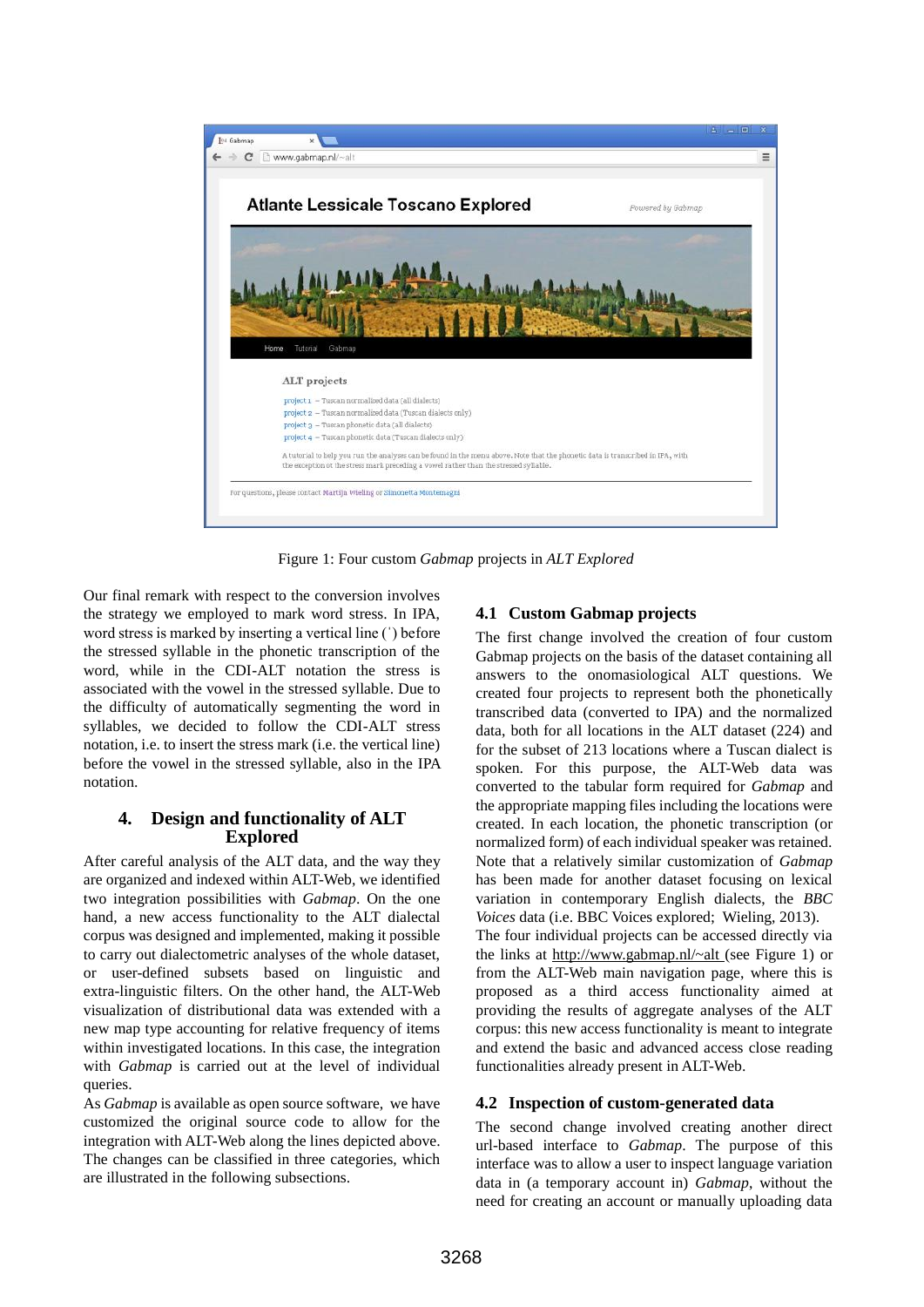Figure 1: Four custom *Gabmap* projects in *ALT Explored*

Our final remark with respect to the conversion involves the strategy we employed to mark word stress. In IPA, word stress is marked by inserting a vertical line (ˈ) before the stressed syllable in the phonetic transcription of the word, while in the CDI-ALT notation the stress is associated with the vowel in the stressed syllable. Due to the difficulty of automatically segmenting the word in syllables, we decided to follow the CDI-ALT stress notation, i.e. to insert the stress mark (i.e. the vertical line) before the vowel in the stressed syllable, also in the IPA notation.

## 4. Design and functionality of ALT Explored

After careful analysis of the ALT data, and the way they are organized and indexed within ALT-Web, we identified two integration possibilities with *Gabmap*. On the one hand, a new access functionality to the ALT dialectal corpus was designed and implemented, making it possible to carry out dialectometric analyses of the whole dataset, or user-defined subsets based on linguistic and extra-linguistic filters. On the other hand, the ALT-Web visualization of distributional data was extended with a new map type accounting for relative frequency of items within investigated locations. In this case, the integration with *Gabmap* is carried out at the level of individual queries.

As *Gabmap* is available as open source software, we have customized the original source code to allow for the integration with ALT-Web along the lines depicted above. The changes can be classified in three categories, which are illustrated in the following subsections.

### 4.1 Custom Gabmap projects

The first change involved the creation of four custom Gabmap projects on the basis of the dataset containing all answers to the onomasiological ALT questions. We created four projects to represent both the phonetically transcribed data (converted to IPA) and the normalized data, both for all locations in the ALT dataset (224) and for the subset of 213 locations where a Tuscan dialect is spoken. For this purpose, the ALT-Web data was converted to the tabular form required for *Gabmap* and the appropriate mapping files including the locations were created. In each location, the phonetic transcription (or normalized form) of each individual speaker was retained. Note that a relatively similar customization of *Gabmap* has been made for another dataset focusing on lexical variation in contemporary English dialects, the *BBC Voices* data (i.e. BBC Voices explored; Wieling, 2013).

The four individual projects can be accessed directly via the links at http://www.gabmap.nl/~alt (see Figure 1) or from the ALT-Web main navigation page, where this is proposed as a third access functionality aimed at providing the results of aggregate analyses of the ALT corpus: this new access functionality is meant to integrate and extend the basic and advanced access close reading functionalities already present in ALT-Web.

### 4.2 Inspection of custom-generated data

The second change involved creating another direct url-based interface to *Gabmap*. The purpose of this interface was to allow a user to inspect language variation data in (a temporary account in) *Gabmap*, without the need for creating an account or manually uploading data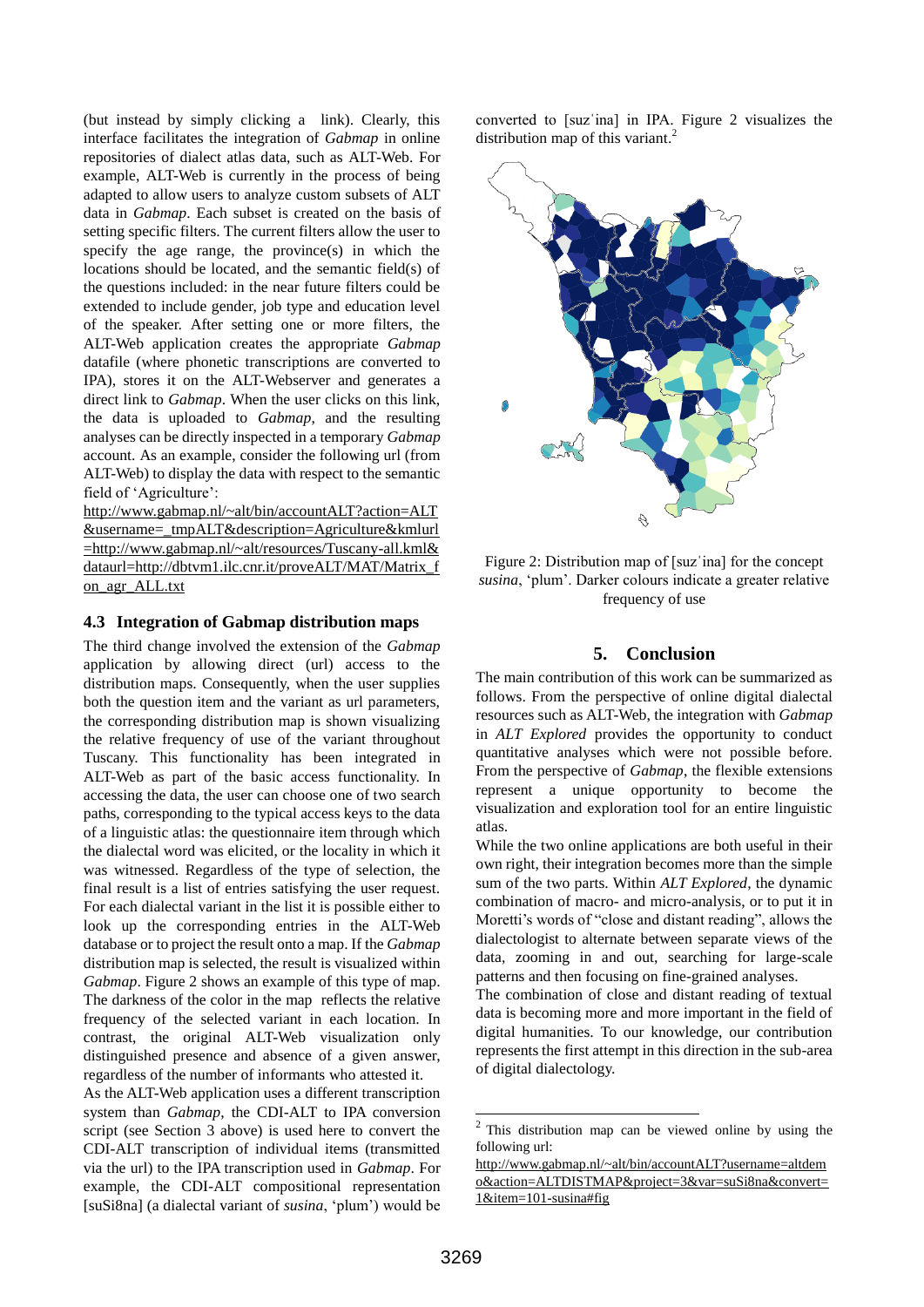(but instead by simply clicking a link). Clearly, this interface facilitates the integration of *Gabmap* in online repositories of dialect atlas data, such as ALT-Web. For example, ALT-Web is currently in the process of being adapted to allow users to analyze custom subsets of ALT data in *Gabmap*. Each subset is created on the basis of setting specific filters. The current filters allow the user to specify the age range, the province(s) in which the locations should be located, and the semantic field(s) of the questions included: in the near future filters could be extended to include gender, job type and education level of the speaker. After setting one or more filters, the ALT-Web application creates the appropriate *Gabmap* datafile (where phonetic transcriptions are converted to IPA), stores it on the ALT-Webserver and generates a direct link to *Gabmap*. When the user clicks on this link, the data is uploaded to *Gabmap*, and the resulting analyses can be directly inspected in a temporary *Gabmap* account. As an example, consider the following url (from ALT-Web) to display the data with respect to the semantic field of 'Agriculture':
http://www.gabmap.nl/~alt/bin/accountALT?action=ALT&username=_tmpALT&description=Agriculture&kmlurl=http://www.gabmap.nl/~alt/resources/Tuscany-all.kml&dataurl=http://dbtvm1.ilc.cnr.it/proveALT/MAT/Matrix_fon_agr_ALL.txt

### 4.3 Integration of Gabmap distribution maps

The third change involved the extension of the *Gabmap* application by allowing direct (url) access to the distribution maps. Consequently, when the user supplies both the question item and the variant as url parameters, the corresponding distribution map is shown visualizing the relative frequency of use of the variant throughout Tuscany. This functionality has been integrated in ALT-Web as part of the basic access functionality. In accessing the data, the user can choose one of two search paths, corresponding to the typical access keys to the data of a linguistic atlas: the questionnaire item through which the dialectal word was elicited, or the locality in which it was witnessed. Regardless of the type of selection, the final result is a list of entries satisfying the user request. For each dialectal variant in the list it is possible either to look up the corresponding entries in the ALT-Web database or to project the result onto a map. If the *Gabmap* distribution map is selected, the result is visualized within *Gabmap*. Figure 2 shows an example of this type of map. The darkness of the color in the map reflects the relative frequency of the selected variant in each location. In contrast, the original ALT-Web visualization only distinguished presence and absence of a given answer, regardless of the number of informants who attested it.
As the ALT-Web application uses a different transcription system than *Gabmap*, the CDI-ALT to IPA conversion script (see Section 3 above) is used here to convert the CDI-ALT transcription of individual items (transmitted via the url) to the IPA transcription used in *Gabmap*. For example, the CDI-ALT compositional representation [suSi8na] (a dialectal variant of *susina*, 'plum') would be converted to [suzˈina] in IPA. Figure 2 visualizes the distribution map of this variant.[2]

Figure 2: Distribution map of [suzˈina] for the concept *susina*, 'plum'. Darker colours indicate a greater relative frequency of use

## 5. Conclusion

The main contribution of this work can be summarized as follows. From the perspective of online digital dialectal resources such as ALT-Web, the integration with *Gabmap* in *ALT Explored* provides the opportunity to conduct quantitative analyses which were not possible before. From the perspective of *Gabmap*, the flexible extensions represent a unique opportunity to become the visualization and exploration tool for an entire linguistic atlas.
While the two online applications are both useful in their own right, their integration becomes more than the simple sum of the two parts. Within *ALT Explored*, the dynamic combination of macro- and micro-analysis, or to put it in Moretti's words of "close and distant reading", allows the dialectologist to alternate between separate views of the data, zooming in and out, searching for large-scale patterns and then focusing on fine-grained analyses.
The combination of close and distant reading of textual data is becoming more and more important in the field of digital humanities. To our knowledge, our contribution represents the first attempt in this direction in the sub-area of digital dialectology.

[2] This distribution map can be viewed online by using the following url:
http://www.gabmap.nl/~alt/bin/accountALT?username=altdemo&action=ALTDISTMAP&project=3&var=suSi8na&convert=1&item=101-susina#fig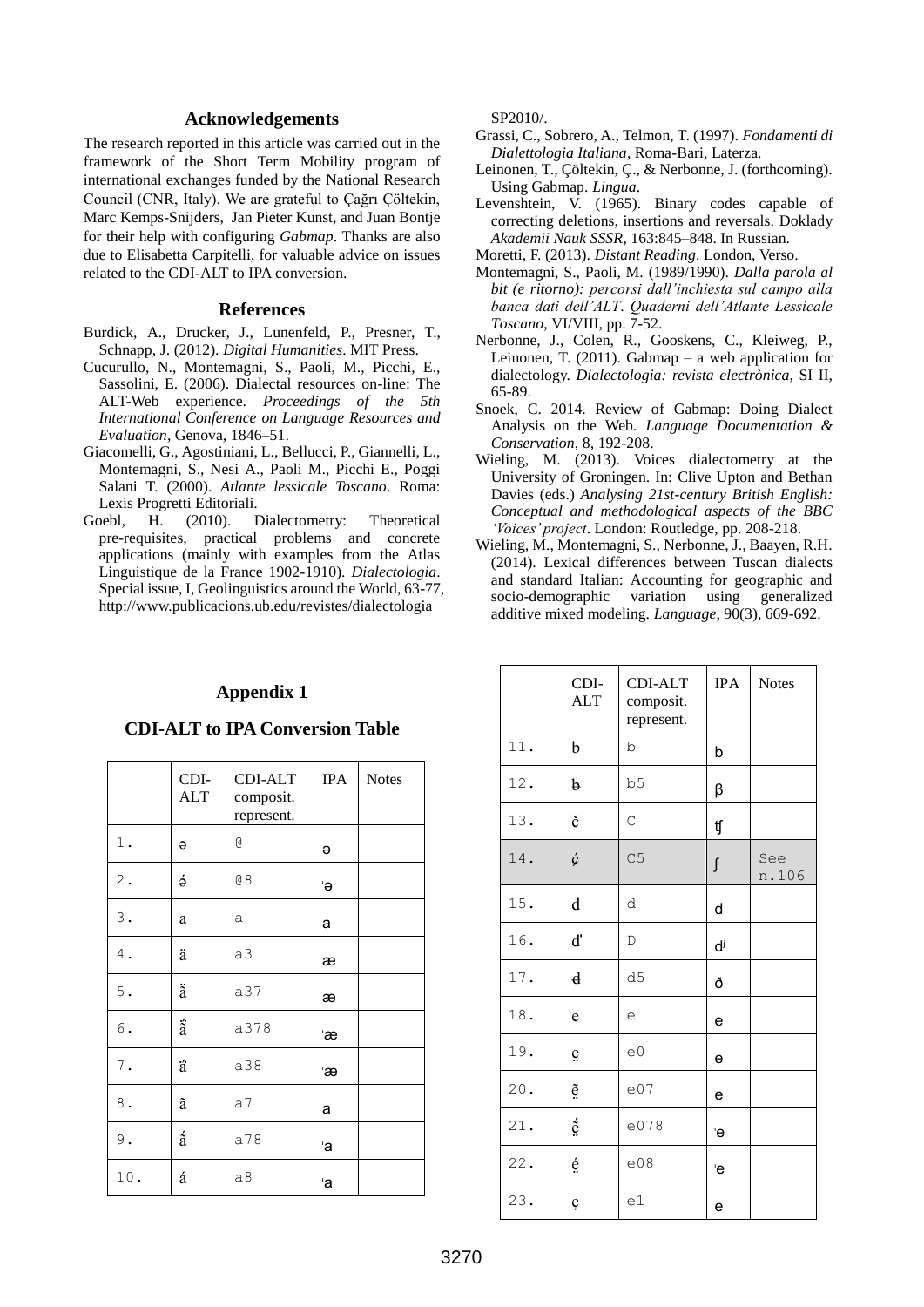## Acknowledgements

The research reported in this article was carried out in the framework of the Short Term Mobility program of international exchanges funded by the National Research Council (CNR, Italy). We are grateful to Çağrı Çöltekin, Marc Kemps-Snijders, Jan Pieter Kunst, and Juan Bontje for their help with configuring *Gabmap*. Thanks are also due to Elisabetta Carpitelli, for valuable advice on issues related to the CDI-ALT to IPA conversion.

## References

Burdick, A., Drucker, J., Lunenfeld, P., Presner, T., Schnapp, J. (2012). *Digital Humanities*. MIT Press.

Cucurullo, N., Montemagni, S., Paoli, M., Picchi, E., Sassolini, E. (2006). Dialectal resources on-line: The ALT-Web experience. *Proceedings of the 5th International Conference on Language Resources and Evaluation*, Genova, 1846–51.

Giacomelli, G., Agostiniani, L., Bellucci, P., Giannelli, L., Montemagni, S., Nesi A., Paoli M., Picchi E., Poggi Salani T. (2000). *Atlante lessicale Toscano*. Roma: Lexis Progretti Editoriali.

Goebl, H. (2010). Dialectometry: Theoretical pre-requisites, practical problems and concrete applications (mainly with examples from the Atlas Linguistique de la France 1902-1910). *Dialectologia*. Special issue, I, Geolinguistics around the World, 63-77, http://www.publicacions.ub.edu/revistes/dialectologia SP2010/.

Grassi, C., Sobrero, A., Telmon, T. (1997). *Fondamenti di Dialettologia Italiana*, Roma-Bari, Laterza.

Leinonen, T., Çöltekin, Ç., & Nerbonne, J. (forthcoming). Using Gabmap. *Lingua*.

Levenshtein, V. (1965). Binary codes capable of correcting deletions, insertions and reversals. Doklady *Akademii Nauk SSSR*, 163:845–848. In Russian.

Moretti, F. (2013). *Distant Reading*. London, Verso.

Montemagni, S., Paoli, M. (1989/1990). *Dalla parola al bit (e ritorno): percorsi dall'inchiesta sul campo alla banca dati dell'ALT*. *Quaderni dell'Atlante Lessicale Toscano*, VI/VIII, pp. 7-52.

Nerbonne, J., Colen, R., Gooskens, C., Kleiweg, P., Leinonen, T. (2011). Gabmap – a web application for dialectology. *Dialectologia: revista electrònica*, SI II, 65-89.

Snoek, C. 2014. Review of Gabmap: Doing Dialect Analysis on the Web. *Language Documentation & Conservation*, 8, 192-208.

Wieling, M. (2013). Voices dialectometry at the University of Groningen. In: Clive Upton and Bethan Davies (eds.) *Analysing 21st-century British English: Conceptual and methodological aspects of the BBC 'Voices' project*. London: Routledge, pp. 208-218.

Wieling, M., Montemagni, S., Nerbonne, J., Baayen, R.H. (2014). Lexical differences between Tuscan dialects and standard Italian: Accounting for geographic and socio-demographic variation using generalized additive mixed modeling. *Language*, 90(3), 669-692.

## Appendix 1

### CDI-ALT to IPA Conversion Table

| | CDI-ALT | CDI-ALT composit. represent. | IPA | Notes |
|---|---|---|---|---|
| 1. | ə | @ | ə | |
| 2. | ə́ | @8 | ˈə | |
| 3. | a | a | a | |
| 4. | ä | a3 | æ | |
| 5. | ä̈ | a37 | æ | |
| 6. | ä̃́ | a378 | ˈæ | |
| 7. | ä́ | a38 | ˈæ | |
| 8. | ã | a7 | a | |
| 9. | ã́ | a78 | ˈa | |
| 10. | á | a8 | ˈa | |
| 11. | b | b | b | |
| 12. | ƀ | b5 | β | |
| 13. | č | C | ʧ | |
| 14. | ç̌ | C5 | ʃ | See n.106 |
| 15. | d | d | d | |
| 16. | ď | D | dʲ | |
| 17. | đ | d5 | ð | |
| 18. | e | e | e | |
| 19. | ẹ | e0 | e | |
| 20. | ẹ̃ | e07 | e | |
| 21. | ẹ̃́ | e078 | ˈe | |
| 22. | ẹ́ | e08 | ˈe | |
| 23. | ẹ | e1 | e | |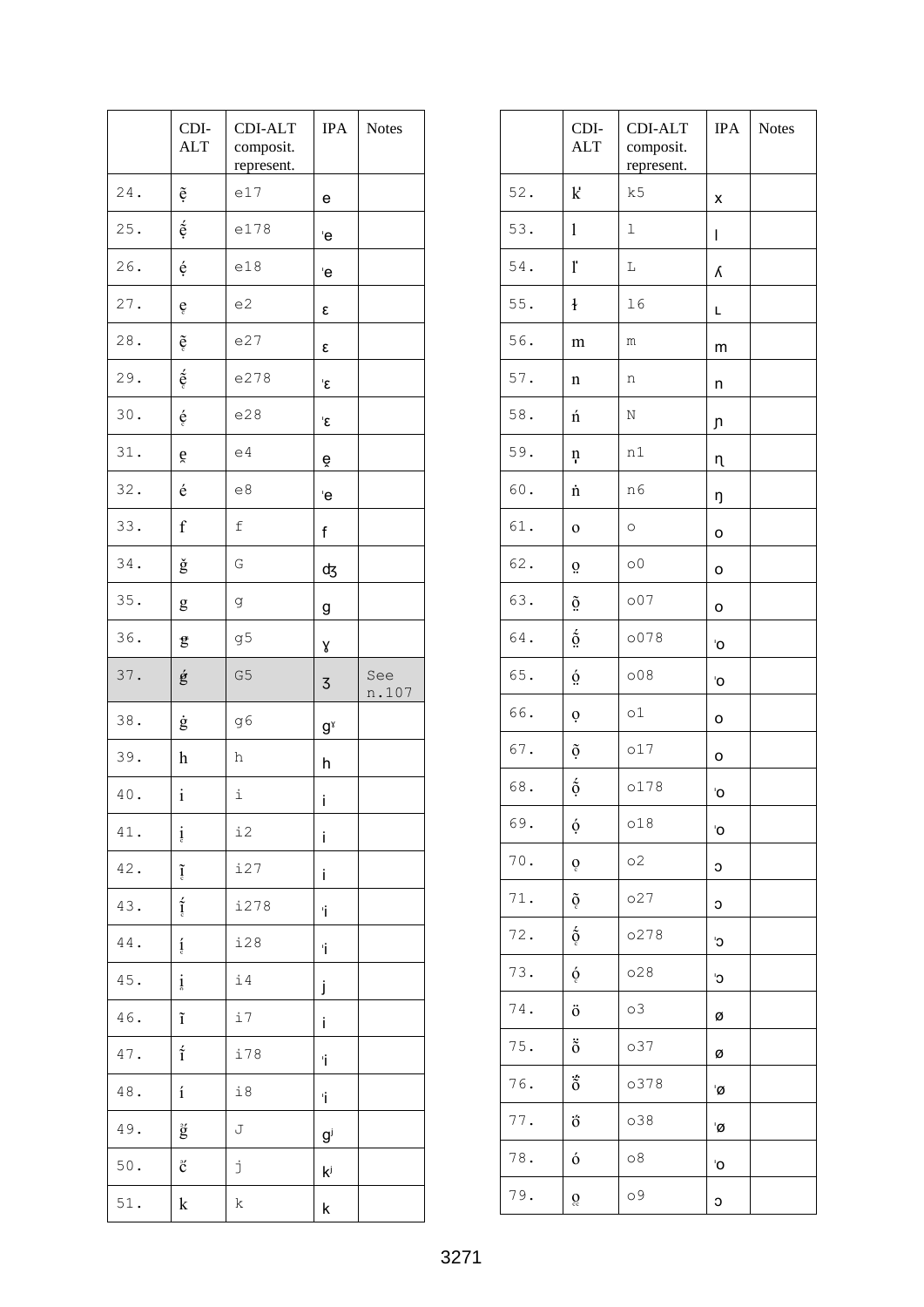| | CDI-ALT | CDI-ALT composit. represent. | IPA | Notes |
|---|---|---|---|---|
| 24. | ẽ̤ | e17 | e | |
| 25. | ẽ̤́ | e178 | ˈe | |
| 26. | ẹ́ | e18 | ˈe | |
| 27. | ẹ | e2 | ɛ | |
| 28. | ẽ̹ | e27 | ɛ | |
| 29. | ẽ̹́ | e278 | ˈɛ | |
| 30. | ẹ́ | e28 | ˈɛ | |
| 31. | e̯ | e4 | e̯ | |
| 32. | é | e8 | ˈe | |
| 33. | f | f | f | |
| 34. | ǧ | G | ʤ | |
| 35. | g | g | g | |
| 36. | ǥ | g5 | ɣ | |
| 37. | ǵ | G5 | ʒ | See n.107 |
| 38. | ġ | g6 | gˠ | |
| 39. | h | h | h | |
| 40. | i | i | i | |
| 41. | ị | i2 | i | |
| 42. | ĩ̹ | i27 | i | |
| 43. | ĩ̹́ | i278 | ˈi | |
| 44. | í̹ | i28 | ˈi | |
| 45. | i̯ | i4 | j | |
| 46. | ĩ | i7 | i | |
| 47. | ĩ́ | i78 | ˈi | |
| 48. | í | i8 | ˈi | |
| 49. | ğ̈ | J | gʲ | |
| 50. | č̈ | j | kʲ | |
| 51. | k | k | k | |
| 52. | ǩ | k5 | x | |
| 53. | l | l | l | |
| 54. | ľ | L | ʎ | |
| 55. | ł | l6 | ʟ | |
| 56. | m | m | m | |
| 57. | n | n | n | |
| 58. | ń | N | ɲ | |
| 59. | ṇ | n1 | ɳ | |
| 60. | ṅ | n6 | ŋ | |
| 61. | o | o | o | |
| 62. | o̤ | o0 | o | |
| 63. | õ̤ | o07 | o | |
| 64. | ṍ̤ | o078 | ˈo | |
| 65. | ó̤ | o08 | ˈo | |
| 66. | ọ | o1 | o | |
| 67. | ọ̃ | o17 | o | |
| 68. | ọ̃́ | o178 | ˈo | |
| 69. | ọ́ | o18 | ˈo | |
| 70. | o̹ | o2 | ɔ | |
| 71. | õ̹ | o27 | ɔ | |
| 72. | ṍ̹ | o278 | ˈɔ | |
| 73. | ó̹ | o28 | ˈɔ | |
| 74. | ö | o3 | ø | |
| 75. | ö̃ | o37 | ø | |
| 76. | ö̃́ | o378 | ˈø | |
| 77. | ö́ | o38 | ˈø | |
| 78. | ó | o8 | ˈo | |
| 79. | o̹̹ | o9 | ɔ | |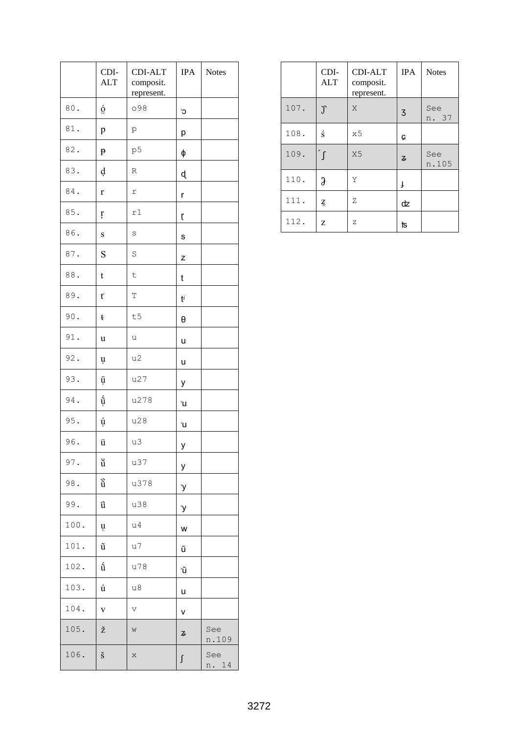| | CDI-ALT | CDI-ALT composit. represent. | IPA | Notes |
|---|---|---|---|---|
| 80. | ǫ́ | o98 | ˈɔ | |
| 81. | p | p | p | |
| 82. | ꝑ | p5 | ɸ | |
| 83. | ḍ | R | ɖ | |
| 84. | r | r | r | |
| 85. | ṛ | r1 | ɽ | |
| 86. | s | s | s | |
| 87. | S | S | z | |
| 88. | t | t | t | |
| 89. | ť | T | tʲ | |
| 90. | ŧ | t5 | θ | |
| 91. | u | u | u | |
| 92. | ų | u2 | u | |
| 93. | ų̈ | u27 | y | |
| 94. | ų̈́ | u278 | ˈu | |
| 95. | ų́ | u28 | ˈu | |
| 96. | ü | u3 | y | |
| 97. | ü̆ | u37 | y | |
| 98. | ü̆́ | u378 | ˈy | |
| 99. | ǘ | u38 | ˈy | |
| 100. | u̯ | u4 | w | |
| 101. | ũ | u7 | ũ | |
| 102. | ṹ | u78 | ˈũ | |
| 103. | ú | u8 | u | |
| 104. | v | v | v | |
| 105. | ž | w | ʑ | See n.109 |
| 106. | š | x | ʃ | See n. 14 |
| 107. | ʃ̆ | X | ʒ | See n. 37 |
| 108. | ś | x5 | ɕ | |
| 109. | ´ʃ | X5 | ʑ | See n.105 |
| 110. | ʒ | Y | ɟ | |
| 111. | z̜ | Z | ʤ | |
| 112. | z | z | ʦ | |